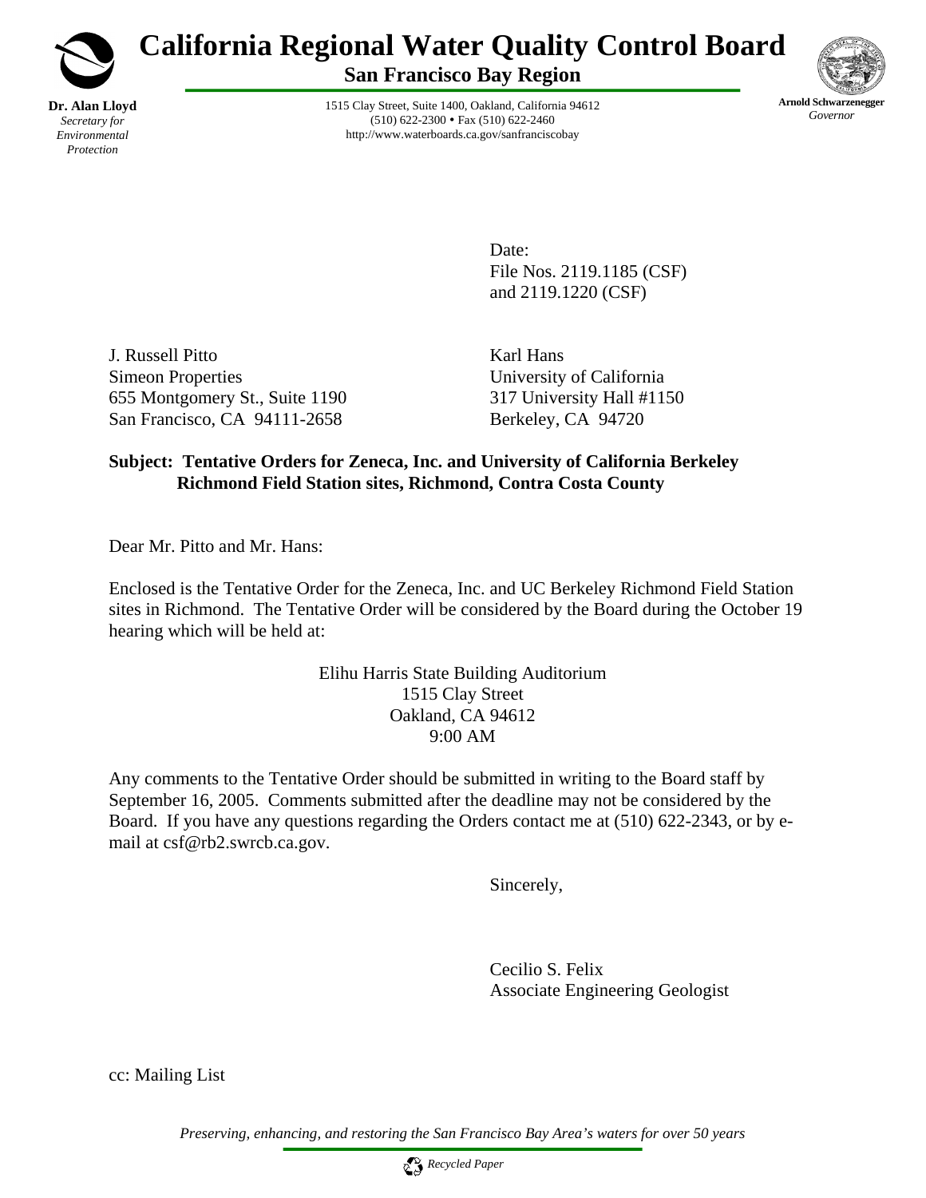# California Regional Water Quality Control Board

## San Francisco Bay Region

**Dr. Alan Lloyd**
*Secretary for Environmental Protection*

1515 Clay Street, Suite 1400, Oakland, California 94612
(510) 622-2300 • Fax (510) 622-2460
http://www.waterboards.ca.gov/sanfranciscobay

**Arnold Schwarzenegger**
*Governor*

Date:
File Nos. 2119.1185 (CSF)
and 2119.1220 (CSF)

J. Russell Pitto
Simeon Properties
655 Montgomery St., Suite 1190
San Francisco, CA 94111-2658

Karl Hans
University of California
317 University Hall #1150
Berkeley, CA 94720

**Subject: Tentative Orders for Zeneca, Inc. and University of California Berkeley Richmond Field Station sites, Richmond, Contra Costa County**

Dear Mr. Pitto and Mr. Hans:

Enclosed is the Tentative Order for the Zeneca, Inc. and UC Berkeley Richmond Field Station sites in Richmond. The Tentative Order will be considered by the Board during the October 19 hearing which will be held at:

Elihu Harris State Building Auditorium
1515 Clay Street
Oakland, CA 94612
9:00 AM

Any comments to the Tentative Order should be submitted in writing to the Board staff by September 16, 2005. Comments submitted after the deadline may not be considered by the Board. If you have any questions regarding the Orders contact me at (510) 622-2343, or by e-mail at csf@rb2.swrcb.ca.gov.

Sincerely,

Cecilio S. Felix
Associate Engineering Geologist

cc: Mailing List

*Preserving, enhancing, and restoring the San Francisco Bay Area's waters for over 50 years*

*Recycled Paper*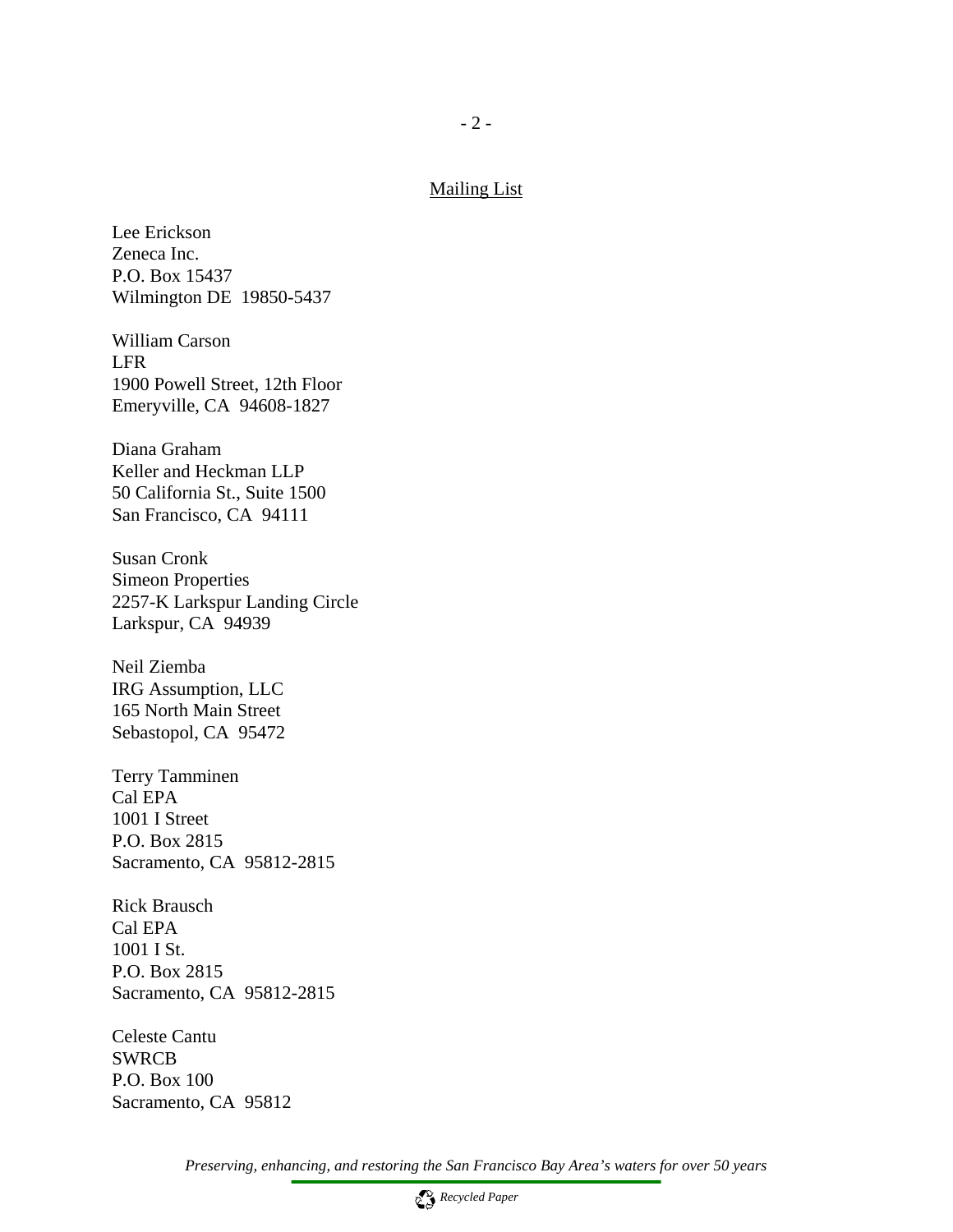Mailing List

Lee Erickson
Zeneca Inc.
P.O. Box 15437
Wilmington DE 19850-5437

William Carson
LFR
1900 Powell Street, 12th Floor
Emeryville, CA 94608-1827

Diana Graham
Keller and Heckman LLP
50 California St., Suite 1500
San Francisco, CA 94111

Susan Cronk
Simeon Properties
2257-K Larkspur Landing Circle
Larkspur, CA 94939

Neil Ziemba
IRG Assumption, LLC
165 North Main Street
Sebastopol, CA 95472

Terry Tamminen
Cal EPA
1001 I Street
P.O. Box 2815
Sacramento, CA 95812-2815

Rick Brausch
Cal EPA
1001 I St.
P.O. Box 2815
Sacramento, CA 95812-2815

Celeste Cantu
SWRCB
P.O. Box 100
Sacramento, CA 95812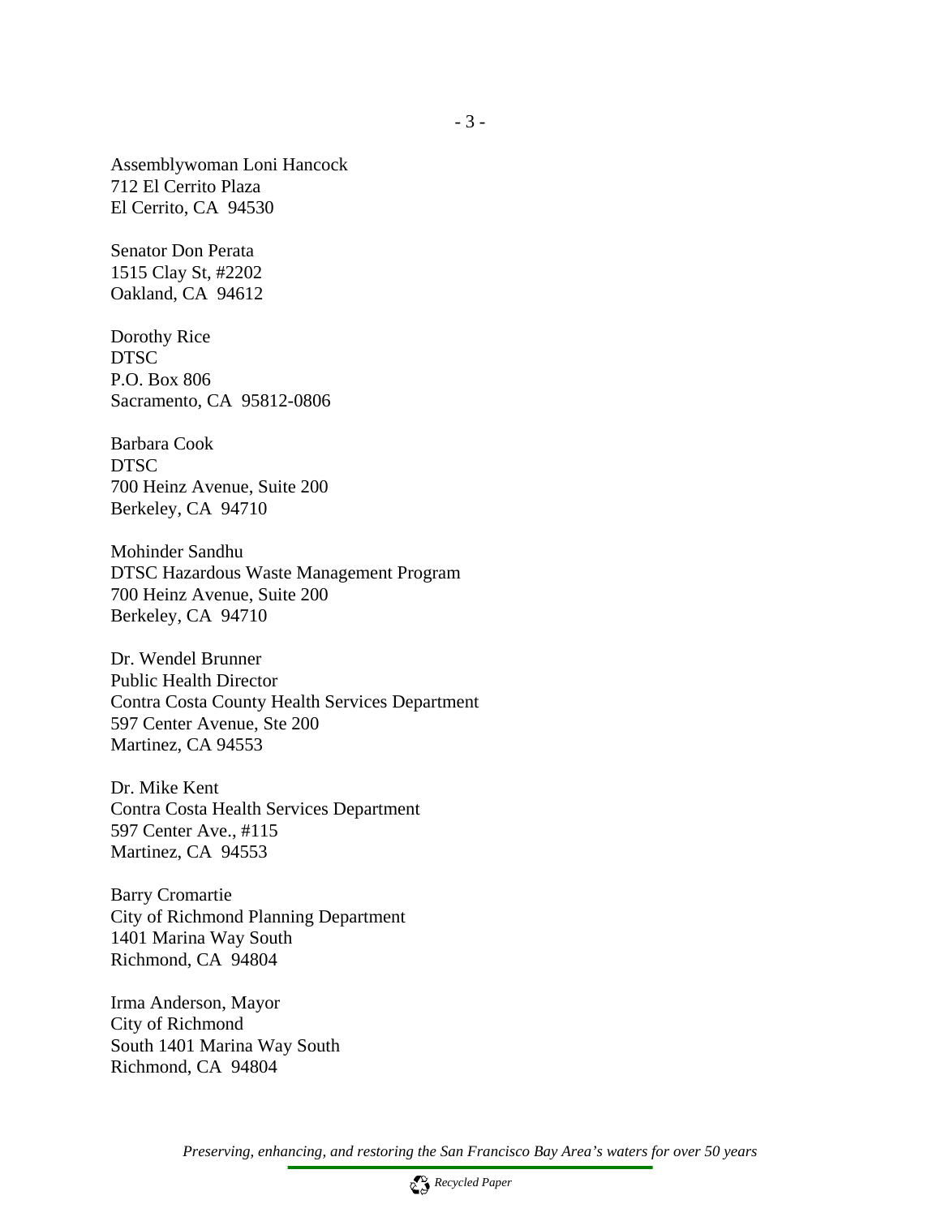Assemblywoman Loni Hancock
712 El Cerrito Plaza
El Cerrito, CA  94530

Senator Don Perata
1515 Clay St, #2202
Oakland, CA  94612

Dorothy Rice
DTSC
P.O. Box 806
Sacramento, CA  95812-0806

Barbara Cook
DTSC
700 Heinz Avenue, Suite 200
Berkeley, CA  94710

Mohinder Sandhu
DTSC Hazardous Waste Management Program
700 Heinz Avenue, Suite 200
Berkeley, CA  94710

Dr. Wendel Brunner
Public Health Director
Contra Costa County Health Services Department
597 Center Avenue, Ste 200
Martinez, CA 94553

Dr. Mike Kent
Contra Costa Health Services Department
597 Center Ave., #115
Martinez, CA  94553

Barry Cromartie
City of Richmond Planning Department
1401 Marina Way South
Richmond, CA  94804

Irma Anderson, Mayor
City of Richmond
South 1401 Marina Way South
Richmond, CA  94804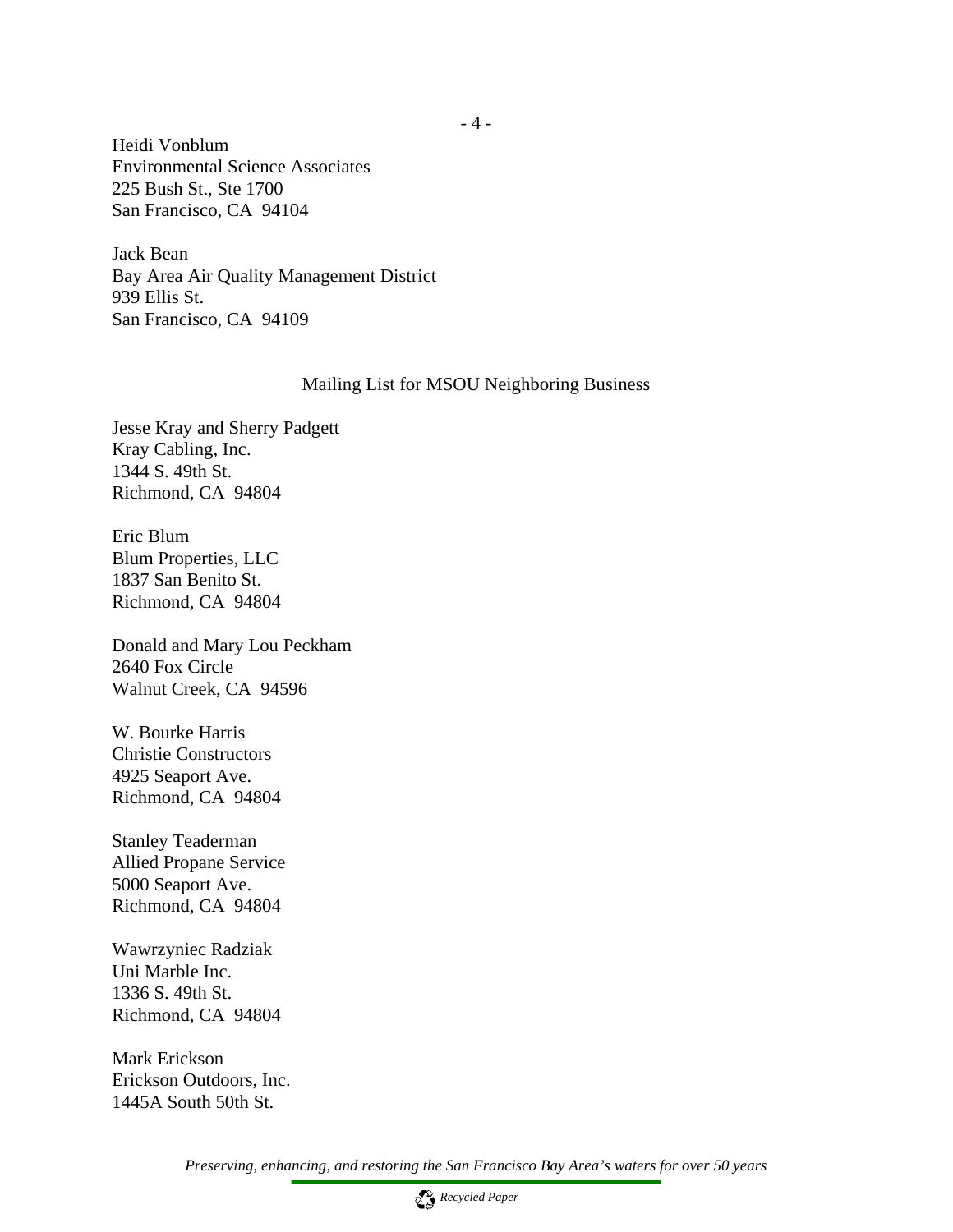Heidi Vonblum
Environmental Science Associates
225 Bush St., Ste 1700
San Francisco, CA 94104

Jack Bean
Bay Area Air Quality Management District
939 Ellis St.
San Francisco, CA 94109

<u>Mailing List for MSOU Neighboring Business</u>

Jesse Kray and Sherry Padgett
Kray Cabling, Inc.
1344 S. 49th St.
Richmond, CA 94804

Eric Blum
Blum Properties, LLC
1837 San Benito St.
Richmond, CA 94804

Donald and Mary Lou Peckham
2640 Fox Circle
Walnut Creek, CA 94596

W. Bourke Harris
Christie Constructors
4925 Seaport Ave.
Richmond, CA 94804

Stanley Teaderman
Allied Propane Service
5000 Seaport Ave.
Richmond, CA 94804

Wawrzyniec Radziak
Uni Marble Inc.
1336 S. 49th St.
Richmond, CA 94804

Mark Erickson
Erickson Outdoors, Inc.
1445A South 50th St.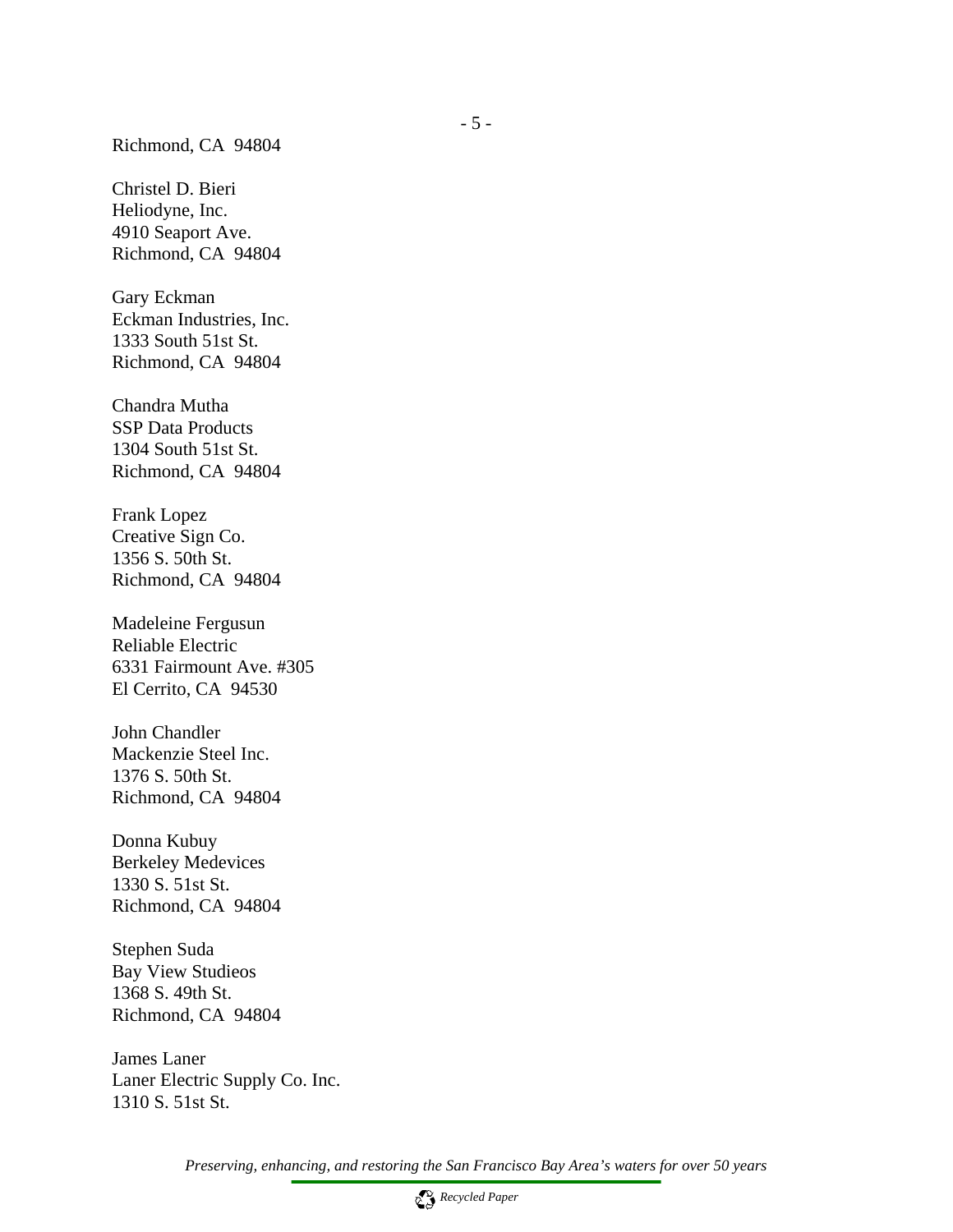Richmond, CA 94804

Christel D. Bieri  
Heliodyne, Inc.  
4910 Seaport Ave.  
Richmond, CA 94804

Gary Eckman  
Eckman Industries, Inc.  
1333 South 51st St.  
Richmond, CA 94804

Chandra Mutha  
SSP Data Products  
1304 South 51st St.  
Richmond, CA 94804

Frank Lopez  
Creative Sign Co.  
1356 S. 50th St.  
Richmond, CA 94804

Madeleine Fergusun  
Reliable Electric  
6331 Fairmount Ave. #305  
El Cerrito, CA 94530

John Chandler  
Mackenzie Steel Inc.  
1376 S. 50th St.  
Richmond, CA 94804

Donna Kubuy  
Berkeley Medevices  
1330 S. 51st St.  
Richmond, CA 94804

Stephen Suda  
Bay View Studieos  
1368 S. 49th St.  
Richmond, CA 94804

James Laner  
Laner Electric Supply Co. Inc.  
1310 S. 51st St.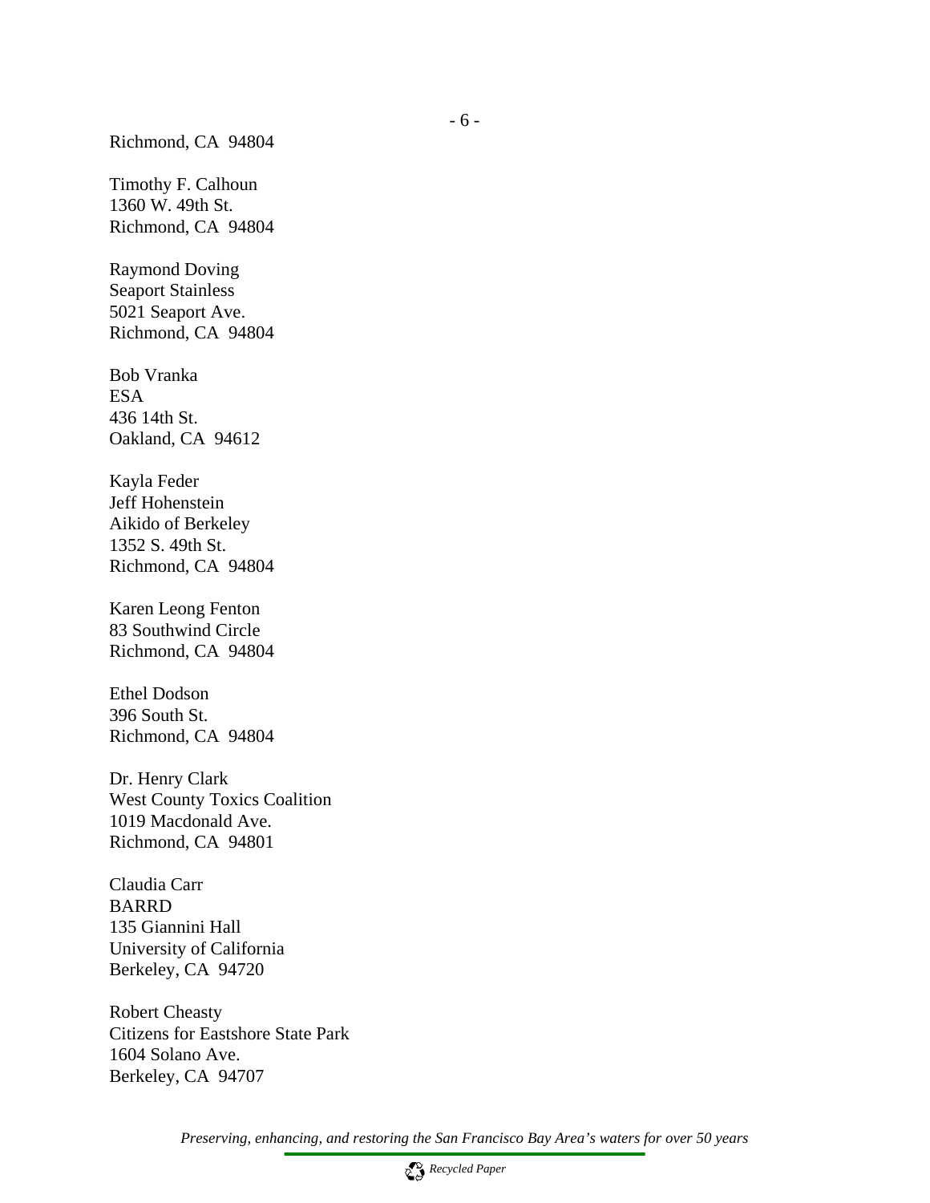Richmond, CA  94804

Timothy F. Calhoun
1360 W. 49th St.
Richmond, CA  94804

Raymond Doving
Seaport Stainless
5021 Seaport Ave.
Richmond, CA  94804

Bob Vranka
ESA
436 14th St.
Oakland, CA  94612

Kayla Feder
Jeff Hohenstein
Aikido of Berkeley
1352 S. 49th St.
Richmond, CA  94804

Karen Leong Fenton
83 Southwind Circle
Richmond, CA  94804

Ethel Dodson
396 South St.
Richmond, CA  94804

Dr. Henry Clark
West County Toxics Coalition
1019 Macdonald Ave.
Richmond, CA  94801

Claudia Carr
BARRD
135 Giannini Hall
University of California
Berkeley, CA  94720

Robert Cheasty
Citizens for Eastshore State Park
1604 Solano Ave.
Berkeley, CA  94707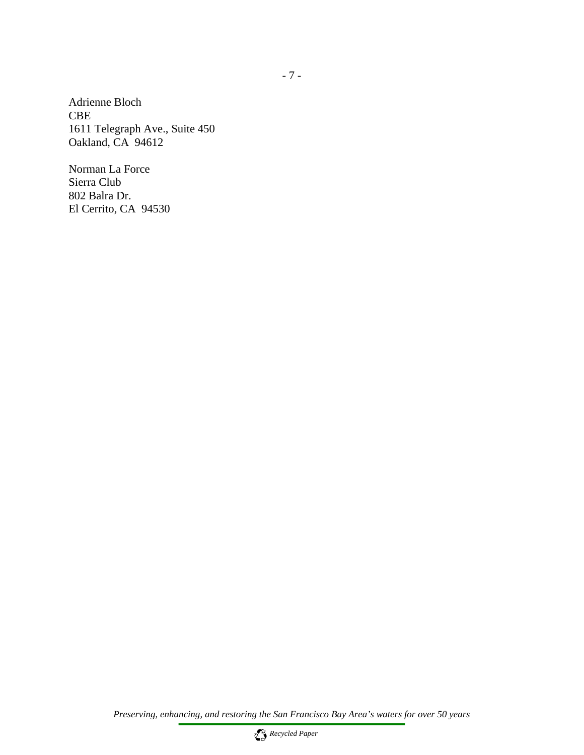Adrienne Bloch
CBE
1611 Telegraph Ave., Suite 450
Oakland, CA  94612

Norman La Force
Sierra Club
802 Balra Dr.
El Cerrito, CA  94530